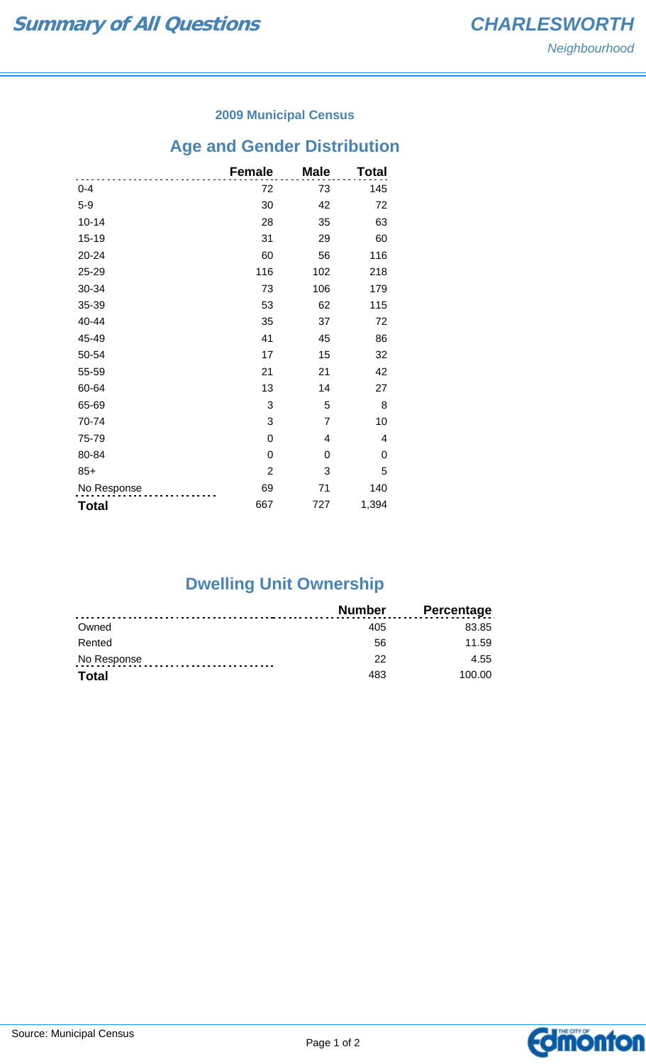# Summary of All Questions

## CHARLESWORTH

*Neighbourhood*

### 2009 Municipal Census

## Age and Gender Distribution

| | Female | Male | Total |
|---|---|---|---|
| 0-4 | 72 | 73 | 145 |
| 5-9 | 30 | 42 | 72 |
| 10-14 | 28 | 35 | 63 |
| 15-19 | 31 | 29 | 60 |
| 20-24 | 60 | 56 | 116 |
| 25-29 | 116 | 102 | 218 |
| 30-34 | 73 | 106 | 179 |
| 35-39 | 53 | 62 | 115 |
| 40-44 | 35 | 37 | 72 |
| 45-49 | 41 | 45 | 86 |
| 50-54 | 17 | 15 | 32 |
| 55-59 | 21 | 21 | 42 |
| 60-64 | 13 | 14 | 27 |
| 65-69 | 3 | 5 | 8 |
| 70-74 | 3 | 7 | 10 |
| 75-79 | 0 | 4 | 4 |
| 80-84 | 0 | 0 | 0 |
| 85+ | 2 | 3 | 5 |
| No Response | 69 | 71 | 140 |
| **Total** | 667 | 727 | 1,394 |

## Dwelling Unit Ownership

| | Number | Percentage |
|---|---|---|
| Owned | 405 | 83.85 |
| Rented | 56 | 11.59 |
| No Response | 22 | 4.55 |
| **Total** | 483 | 100.00 |

Source: Municipal Census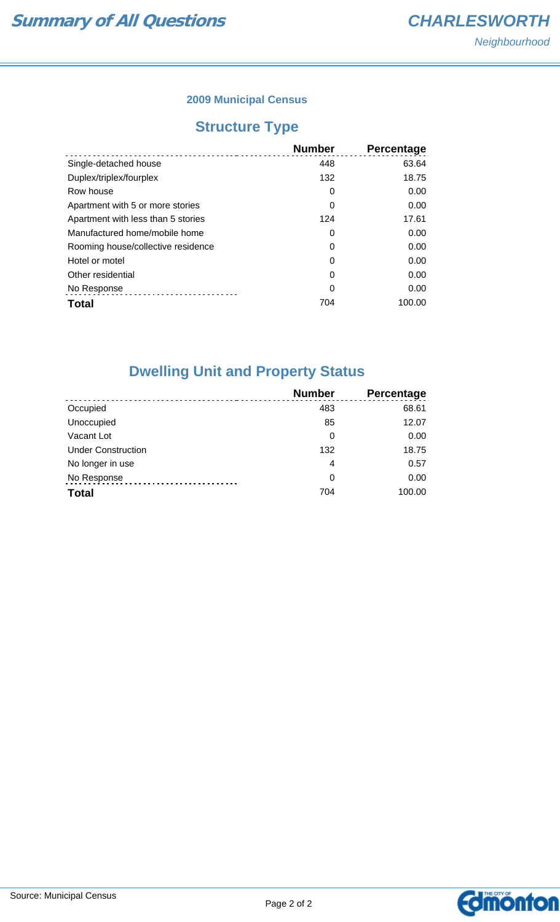**2009 Municipal Census**

## Structure Type

| | Number | Percentage |
|---|---|---|
| Single-detached house | 448 | 63.64 |
| Duplex/triplex/fourplex | 132 | 18.75 |
| Row house | 0 | 0.00 |
| Apartment with 5 or more stories | 0 | 0.00 |
| Apartment with less than 5 stories | 124 | 17.61 |
| Manufactured home/mobile home | 0 | 0.00 |
| Rooming house/collective residence | 0 | 0.00 |
| Hotel or motel | 0 | 0.00 |
| Other residential | 0 | 0.00 |
| No Response | 0 | 0.00 |
| **Total** | 704 | 100.00 |

## Dwelling Unit and Property Status

| | Number | Percentage |
|---|---|---|
| Occupied | 483 | 68.61 |
| Unoccupied | 85 | 12.07 |
| Vacant Lot | 0 | 0.00 |
| Under Construction | 132 | 18.75 |
| No longer in use | 4 | 0.57 |
| No Response | 0 | 0.00 |
| **Total** | 704 | 100.00 |

Source: Municipal Census